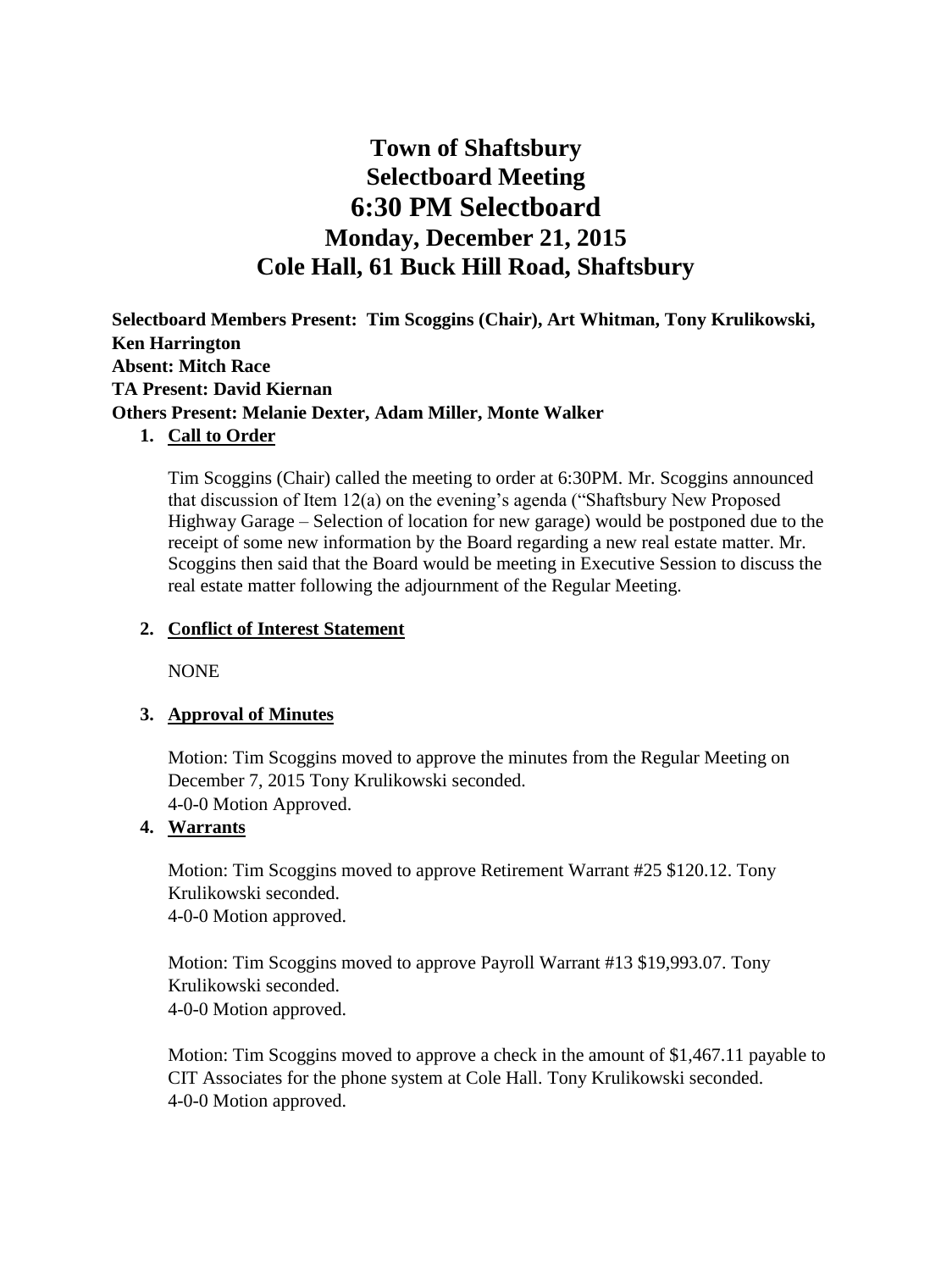# Town of Shaftsbury
# Selectboard Meeting
# 6:30 PM Selectboard
## Monday, December 21, 2015
## Cole Hall, 61 Buck Hill Road, Shaftsbury

**Selectboard Members Present: Tim Scoggins (Chair), Art Whitman, Tony Krulikowski, Ken Harrington**
**Absent: Mitch Race**
**TA Present: David Kiernan**
**Others Present: Melanie Dexter, Adam Miller, Monte Walker**

1. **Call to Order**

   Tim Scoggins (Chair) called the meeting to order at 6:30PM. Mr. Scoggins announced that discussion of Item 12(a) on the evening's agenda ("Shaftsbury New Proposed Highway Garage – Selection of location for new garage) would be postponed due to the receipt of some new information by the Board regarding a new real estate matter. Mr. Scoggins then said that the Board would be meeting in Executive Session to discuss the real estate matter following the adjournment of the Regular Meeting.

2. **Conflict of Interest Statement**

   NONE

3. **Approval of Minutes**

   Motion: Tim Scoggins moved to approve the minutes from the Regular Meeting on December 7, 2015 Tony Krulikowski seconded.
   4-0-0 Motion Approved.

4. **Warrants**

   Motion: Tim Scoggins moved to approve Retirement Warrant #25 $120.12. Tony Krulikowski seconded.
   4-0-0 Motion approved.

   Motion: Tim Scoggins moved to approve Payroll Warrant #13 $19,993.07. Tony Krulikowski seconded.
   4-0-0 Motion approved.

   Motion: Tim Scoggins moved to approve a check in the amount of $1,467.11 payable to CIT Associates for the phone system at Cole Hall. Tony Krulikowski seconded.
   4-0-0 Motion approved.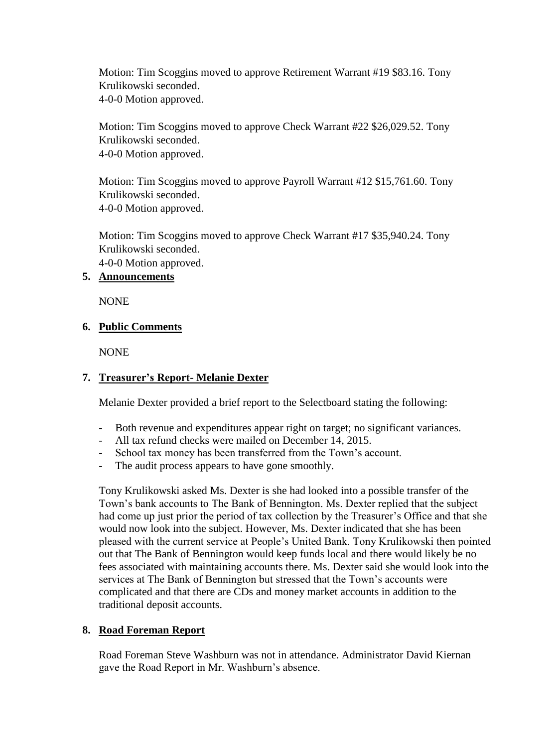Motion: Tim Scoggins moved to approve Retirement Warrant #19 $83.16. Tony Krulikowski seconded.
4-0-0 Motion approved.

Motion: Tim Scoggins moved to approve Check Warrant #22 $26,029.52. Tony Krulikowski seconded.
4-0-0 Motion approved.

Motion: Tim Scoggins moved to approve Payroll Warrant #12 $15,761.60. Tony Krulikowski seconded.
4-0-0 Motion approved.

Motion: Tim Scoggins moved to approve Check Warrant #17 $35,940.24. Tony Krulikowski seconded.
4-0-0 Motion approved.

**5. Announcements**

NONE

**6. Public Comments**

NONE

**7. Treasurer's Report- Melanie Dexter**

Melanie Dexter provided a brief report to the Selectboard stating the following:

- Both revenue and expenditures appear right on target; no significant variances.
- All tax refund checks were mailed on December 14, 2015.
- School tax money has been transferred from the Town's account.
- The audit process appears to have gone smoothly.

Tony Krulikowski asked Ms. Dexter is she had looked into a possible transfer of the Town's bank accounts to The Bank of Bennington. Ms. Dexter replied that the subject had come up just prior the period of tax collection by the Treasurer's Office and that she would now look into the subject. However, Ms. Dexter indicated that she has been pleased with the current service at People's United Bank. Tony Krulikowski then pointed out that The Bank of Bennington would keep funds local and there would likely be no fees associated with maintaining accounts there. Ms. Dexter said she would look into the services at The Bank of Bennington but stressed that the Town's accounts were complicated and that there are CDs and money market accounts in addition to the traditional deposit accounts.

**8. Road Foreman Report**

Road Foreman Steve Washburn was not in attendance. Administrator David Kiernan gave the Road Report in Mr. Washburn's absence.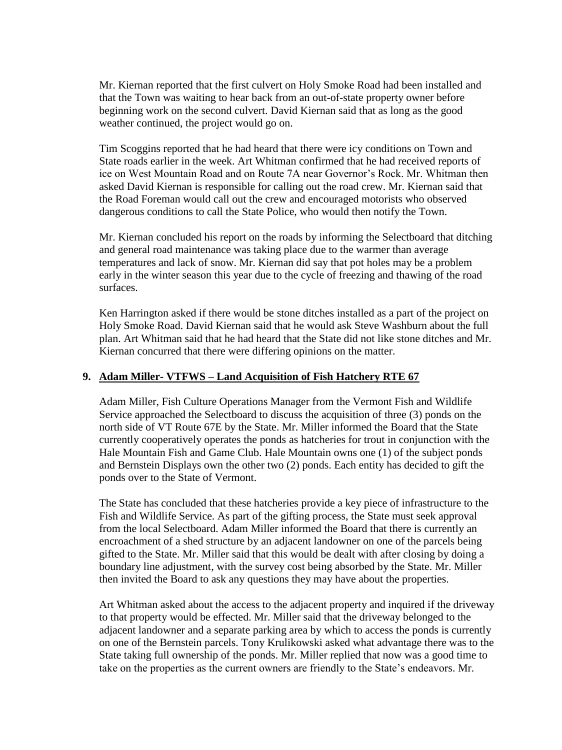Mr. Kiernan reported that the first culvert on Holy Smoke Road had been installed and that the Town was waiting to hear back from an out-of-state property owner before beginning work on the second culvert. David Kiernan said that as long as the good weather continued, the project would go on.

Tim Scoggins reported that he had heard that there were icy conditions on Town and State roads earlier in the week. Art Whitman confirmed that he had received reports of ice on West Mountain Road and on Route 7A near Governor's Rock. Mr. Whitman then asked David Kiernan is responsible for calling out the road crew. Mr. Kiernan said that the Road Foreman would call out the crew and encouraged motorists who observed dangerous conditions to call the State Police, who would then notify the Town.

Mr. Kiernan concluded his report on the roads by informing the Selectboard that ditching and general road maintenance was taking place due to the warmer than average temperatures and lack of snow. Mr. Kiernan did say that pot holes may be a problem early in the winter season this year due to the cycle of freezing and thawing of the road surfaces.

Ken Harrington asked if there would be stone ditches installed as a part of the project on Holy Smoke Road. David Kiernan said that he would ask Steve Washburn about the full plan. Art Whitman said that he had heard that the State did not like stone ditches and Mr. Kiernan concurred that there were differing opinions on the matter.

**9. <u>Adam Miller- VTFWS – Land Acquisition of Fish Hatchery RTE 67</u>**

Adam Miller, Fish Culture Operations Manager from the Vermont Fish and Wildlife Service approached the Selectboard to discuss the acquisition of three (3) ponds on the north side of VT Route 67E by the State. Mr. Miller informed the Board that the State currently cooperatively operates the ponds as hatcheries for trout in conjunction with the Hale Mountain Fish and Game Club. Hale Mountain owns one (1) of the subject ponds and Bernstein Displays own the other two (2) ponds. Each entity has decided to gift the ponds over to the State of Vermont.

The State has concluded that these hatcheries provide a key piece of infrastructure to the Fish and Wildlife Service. As part of the gifting process, the State must seek approval from the local Selectboard. Adam Miller informed the Board that there is currently an encroachment of a shed structure by an adjacent landowner on one of the parcels being gifted to the State. Mr. Miller said that this would be dealt with after closing by doing a boundary line adjustment, with the survey cost being absorbed by the State. Mr. Miller then invited the Board to ask any questions they may have about the properties.

Art Whitman asked about the access to the adjacent property and inquired if the driveway to that property would be effected. Mr. Miller said that the driveway belonged to the adjacent landowner and a separate parking area by which to access the ponds is currently on one of the Bernstein parcels. Tony Krulikowski asked what advantage there was to the State taking full ownership of the ponds. Mr. Miller replied that now was a good time to take on the properties as the current owners are friendly to the State's endeavors. Mr.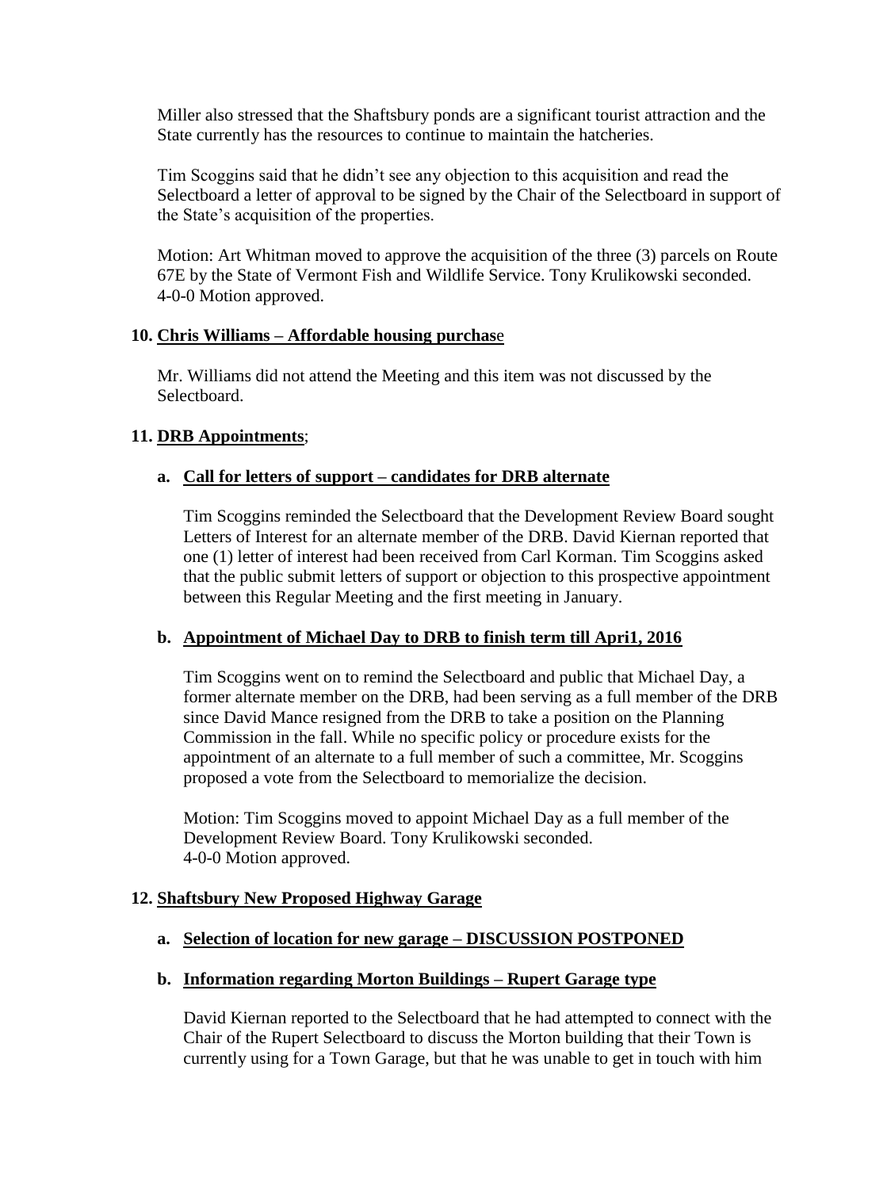Miller also stressed that the Shaftsbury ponds are a significant tourist attraction and the State currently has the resources to continue to maintain the hatcheries.

Tim Scoggins said that he didn't see any objection to this acquisition and read the Selectboard a letter of approval to be signed by the Chair of the Selectboard in support of the State's acquisition of the properties.

Motion: Art Whitman moved to approve the acquisition of the three (3) parcels on Route 67E by the State of Vermont Fish and Wildlife Service. Tony Krulikowski seconded.
4-0-0 Motion approved.

**10. Chris Williams – Affordable housing purchase**

Mr. Williams did not attend the Meeting and this item was not discussed by the Selectboard.

**11. DRB Appointments**;

**a. Call for letters of support – candidates for DRB alternate**

Tim Scoggins reminded the Selectboard that the Development Review Board sought Letters of Interest for an alternate member of the DRB. David Kiernan reported that one (1) letter of interest had been received from Carl Korman. Tim Scoggins asked that the public submit letters of support or objection to this prospective appointment between this Regular Meeting and the first meeting in January.

**b. Appointment of Michael Day to DRB to finish term till Apri1, 2016**

Tim Scoggins went on to remind the Selectboard and public that Michael Day, a former alternate member on the DRB, had been serving as a full member of the DRB since David Mance resigned from the DRB to take a position on the Planning Commission in the fall. While no specific policy or procedure exists for the appointment of an alternate to a full member of such a committee, Mr. Scoggins proposed a vote from the Selectboard to memorialize the decision.

Motion: Tim Scoggins moved to appoint Michael Day as a full member of the Development Review Board. Tony Krulikowski seconded.
4-0-0 Motion approved.

**12. Shaftsbury New Proposed Highway Garage**

**a. Selection of location for new garage – DISCUSSION POSTPONED**

**b. Information regarding Morton Buildings – Rupert Garage type**

David Kiernan reported to the Selectboard that he had attempted to connect with the Chair of the Rupert Selectboard to discuss the Morton building that their Town is currently using for a Town Garage, but that he was unable to get in touch with him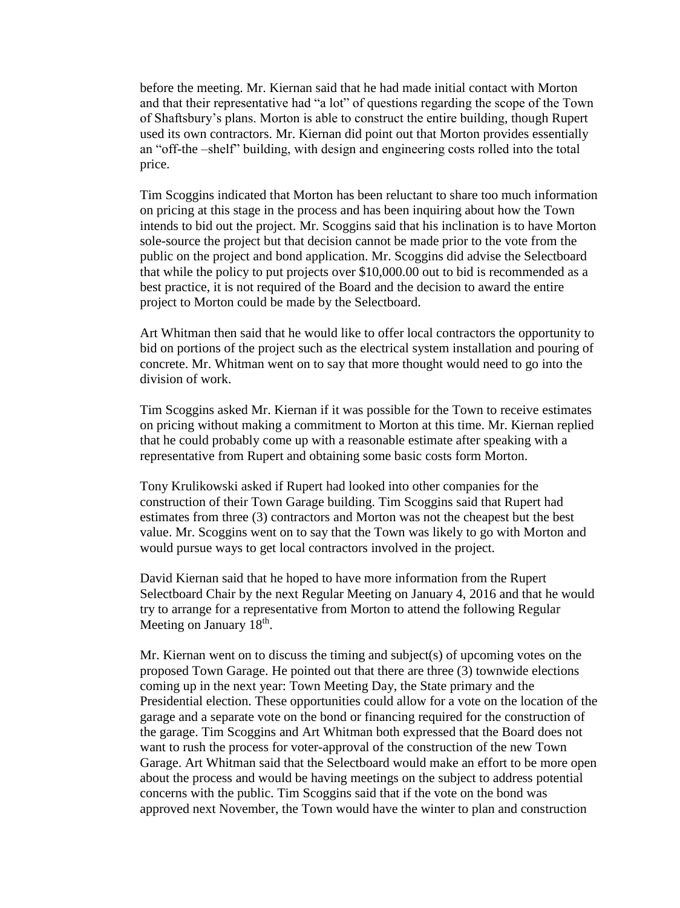before the meeting. Mr. Kiernan said that he had made initial contact with Morton and that their representative had "a lot" of questions regarding the scope of the Town of Shaftsbury's plans. Morton is able to construct the entire building, though Rupert used its own contractors. Mr. Kiernan did point out that Morton provides essentially an "off-the –shelf" building, with design and engineering costs rolled into the total price.

Tim Scoggins indicated that Morton has been reluctant to share too much information on pricing at this stage in the process and has been inquiring about how the Town intends to bid out the project. Mr. Scoggins said that his inclination is to have Morton sole-source the project but that decision cannot be made prior to the vote from the public on the project and bond application. Mr. Scoggins did advise the Selectboard that while the policy to put projects over $10,000.00 out to bid is recommended as a best practice, it is not required of the Board and the decision to award the entire project to Morton could be made by the Selectboard.

Art Whitman then said that he would like to offer local contractors the opportunity to bid on portions of the project such as the electrical system installation and pouring of concrete. Mr. Whitman went on to say that more thought would need to go into the division of work.

Tim Scoggins asked Mr. Kiernan if it was possible for the Town to receive estimates on pricing without making a commitment to Morton at this time. Mr. Kiernan replied that he could probably come up with a reasonable estimate after speaking with a representative from Rupert and obtaining some basic costs form Morton.

Tony Krulikowski asked if Rupert had looked into other companies for the construction of their Town Garage building. Tim Scoggins said that Rupert had estimates from three (3) contractors and Morton was not the cheapest but the best value. Mr. Scoggins went on to say that the Town was likely to go with Morton and would pursue ways to get local contractors involved in the project.

David Kiernan said that he hoped to have more information from the Rupert Selectboard Chair by the next Regular Meeting on January 4, 2016 and that he would try to arrange for a representative from Morton to attend the following Regular Meeting on January 18th.

Mr. Kiernan went on to discuss the timing and subject(s) of upcoming votes on the proposed Town Garage. He pointed out that there are three (3) townwide elections coming up in the next year: Town Meeting Day, the State primary and the Presidential election. These opportunities could allow for a vote on the location of the garage and a separate vote on the bond or financing required for the construction of the garage. Tim Scoggins and Art Whitman both expressed that the Board does not want to rush the process for voter-approval of the construction of the new Town Garage. Art Whitman said that the Selectboard would make an effort to be more open about the process and would be having meetings on the subject to address potential concerns with the public. Tim Scoggins said that if the vote on the bond was approved next November, the Town would have the winter to plan and construction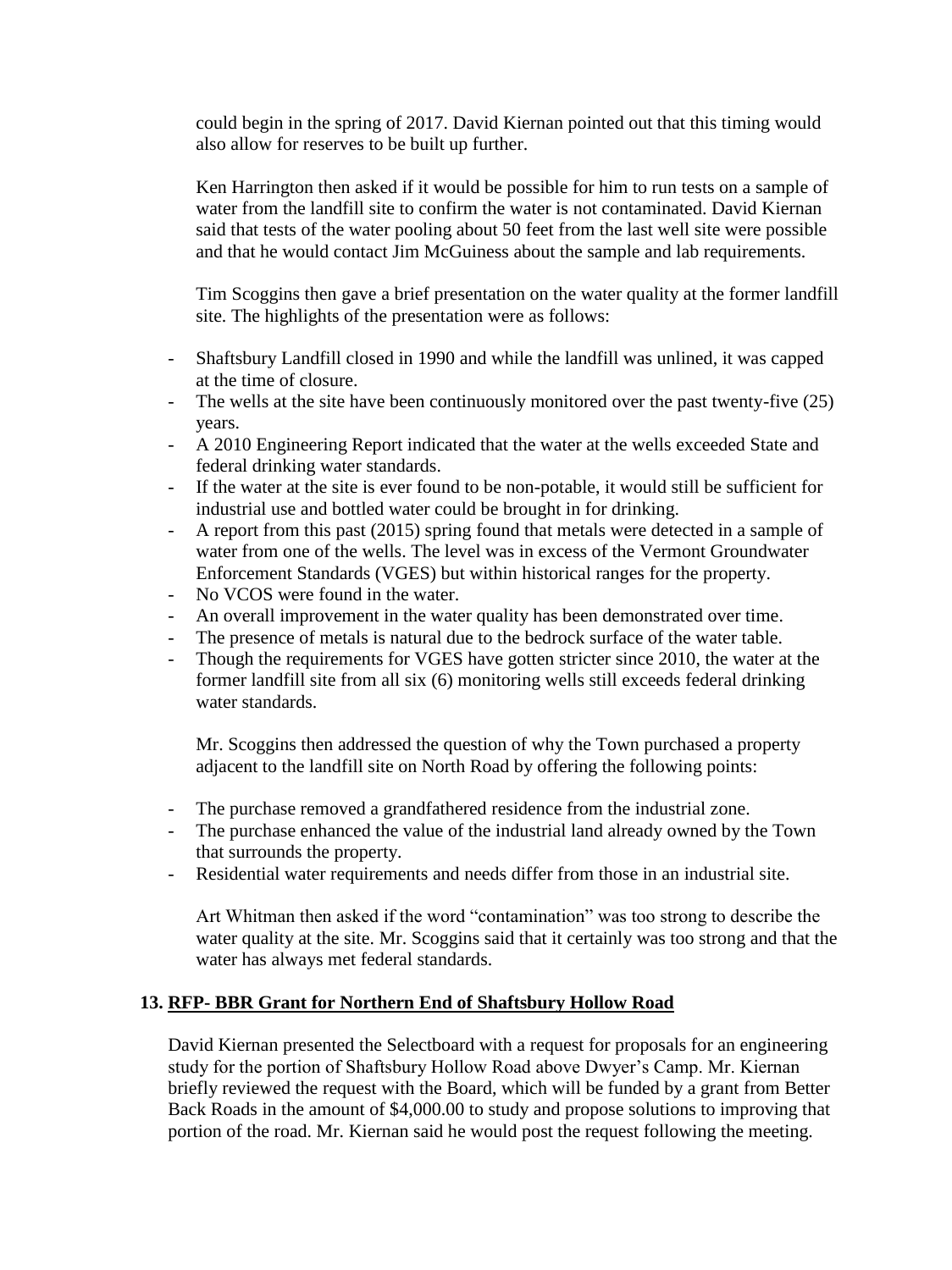could begin in the spring of 2017. David Kiernan pointed out that this timing would also allow for reserves to be built up further.

Ken Harrington then asked if it would be possible for him to run tests on a sample of water from the landfill site to confirm the water is not contaminated. David Kiernan said that tests of the water pooling about 50 feet from the last well site were possible and that he would contact Jim McGuiness about the sample and lab requirements.

Tim Scoggins then gave a brief presentation on the water quality at the former landfill site. The highlights of the presentation were as follows:

- Shaftsbury Landfill closed in 1990 and while the landfill was unlined, it was capped at the time of closure.
- The wells at the site have been continuously monitored over the past twenty-five (25) years.
- A 2010 Engineering Report indicated that the water at the wells exceeded State and federal drinking water standards.
- If the water at the site is ever found to be non-potable, it would still be sufficient for industrial use and bottled water could be brought in for drinking.
- A report from this past (2015) spring found that metals were detected in a sample of water from one of the wells. The level was in excess of the Vermont Groundwater Enforcement Standards (VGES) but within historical ranges for the property.
- No VCOS were found in the water.
- An overall improvement in the water quality has been demonstrated over time.
- The presence of metals is natural due to the bedrock surface of the water table.
- Though the requirements for VGES have gotten stricter since 2010, the water at the former landfill site from all six (6) monitoring wells still exceeds federal drinking water standards.

Mr. Scoggins then addressed the question of why the Town purchased a property adjacent to the landfill site on North Road by offering the following points:

- The purchase removed a grandfathered residence from the industrial zone.
- The purchase enhanced the value of the industrial land already owned by the Town that surrounds the property.
- Residential water requirements and needs differ from those in an industrial site.

Art Whitman then asked if the word "contamination" was too strong to describe the water quality at the site. Mr. Scoggins said that it certainly was too strong and that the water has always met federal standards.

## 13. RFP- BBR Grant for Northern End of Shaftsbury Hollow Road

David Kiernan presented the Selectboard with a request for proposals for an engineering study for the portion of Shaftsbury Hollow Road above Dwyer's Camp. Mr. Kiernan briefly reviewed the request with the Board, which will be funded by a grant from Better Back Roads in the amount of $4,000.00 to study and propose solutions to improving that portion of the road. Mr. Kiernan said he would post the request following the meeting.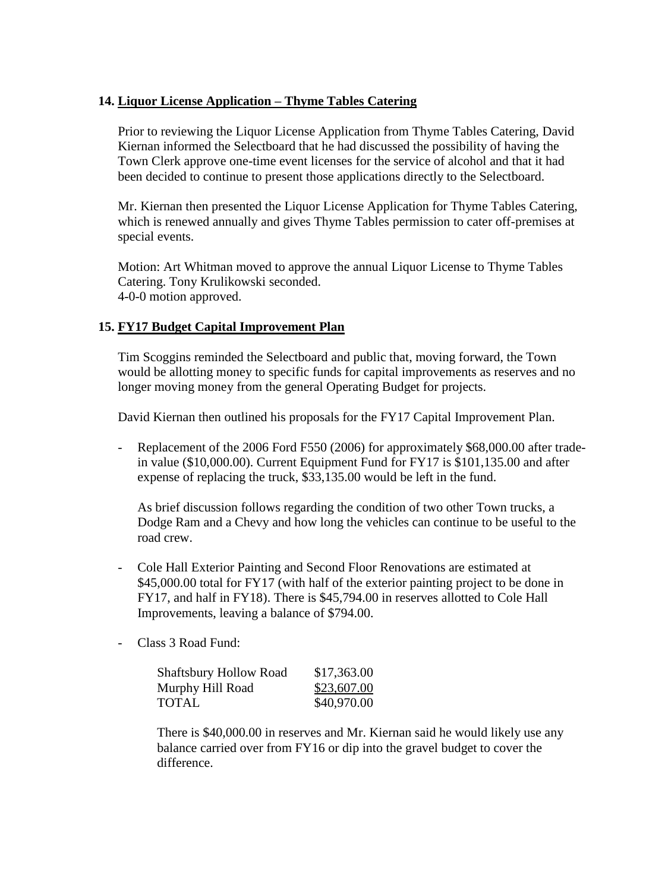**14. Liquor License Application – Thyme Tables Catering**

Prior to reviewing the Liquor License Application from Thyme Tables Catering, David Kiernan informed the Selectboard that he had discussed the possibility of having the Town Clerk approve one-time event licenses for the service of alcohol and that it had been decided to continue to present those applications directly to the Selectboard.

Mr. Kiernan then presented the Liquor License Application for Thyme Tables Catering, which is renewed annually and gives Thyme Tables permission to cater off-premises at special events.

Motion: Art Whitman moved to approve the annual Liquor License to Thyme Tables Catering. Tony Krulikowski seconded.
4-0-0 motion approved.

**15. FY17 Budget Capital Improvement Plan**

Tim Scoggins reminded the Selectboard and public that, moving forward, the Town would be allotting money to specific funds for capital improvements as reserves and no longer moving money from the general Operating Budget for projects.

David Kiernan then outlined his proposals for the FY17 Capital Improvement Plan.

- Replacement of the 2006 Ford F550 (2006) for approximately $68,000.00 after trade-in value ($10,000.00). Current Equipment Fund for FY17 is $101,135.00 and after expense of replacing the truck, $33,135.00 would be left in the fund.

  As brief discussion follows regarding the condition of two other Town trucks, a Dodge Ram and a Chevy and how long the vehicles can continue to be useful to the road crew.

- Cole Hall Exterior Painting and Second Floor Renovations are estimated at $45,000.00 total for FY17 (with half of the exterior painting project to be done in FY17, and half in FY18). There is $45,794.00 in reserves allotted to Cole Hall Improvements, leaving a balance of $794.00.

- Class 3 Road Fund:

  | | |
  |---|---|
  | Shaftsbury Hollow Road | $17,363.00 |
  | Murphy Hill Road | $23,607.00 |
  | TOTAL | $40,970.00 |

  There is $40,000.00 in reserves and Mr. Kiernan said he would likely use any balance carried over from FY16 or dip into the gravel budget to cover the difference.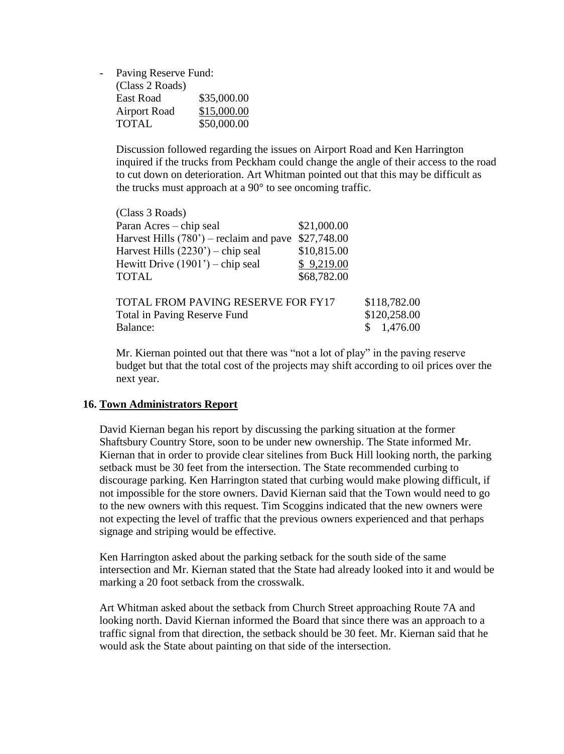- Paving Reserve Fund:

(Class 2 Roads)

| | |
|---|---|
| East Road | \$35,000.00 |
| Airport Road | \$15,000.00 |
| TOTAL | \$50,000.00 |

Discussion followed regarding the issues on Airport Road and Ken Harrington inquired if the trucks from Peckham could change the angle of their access to the road to cut down on deterioration. Art Whitman pointed out that this may be difficult as the trucks must approach at a 90° to see oncoming traffic.

(Class 3 Roads)

| | |
|---|---|
| Paran Acres – chip seal | \$21,000.00 |
| Harvest Hills (780') – reclaim and pave | \$27,748.00 |
| Harvest Hills (2230') – chip seal | \$10,815.00 |
| Hewitt Drive (1901') – chip seal | \$ 9,219.00 |
| TOTAL | \$68,782.00 |

| | |
|---|---|
| TOTAL FROM PAVING RESERVE FOR FY17 | \$118,782.00 |
| Total in Paving Reserve Fund | \$120,258.00 |
| Balance: | \$ 1,476.00 |

Mr. Kiernan pointed out that there was "not a lot of play" in the paving reserve budget but that the total cost of the projects may shift according to oil prices over the next year.

**16. Town Administrators Report**

David Kiernan began his report by discussing the parking situation at the former Shaftsbury Country Store, soon to be under new ownership. The State informed Mr. Kiernan that in order to provide clear sitelines from Buck Hill looking north, the parking setback must be 30 feet from the intersection. The State recommended curbing to discourage parking. Ken Harrington stated that curbing would make plowing difficult, if not impossible for the store owners. David Kiernan said that the Town would need to go to the new owners with this request. Tim Scoggins indicated that the new owners were not expecting the level of traffic that the previous owners experienced and that perhaps signage and striping would be effective.

Ken Harrington asked about the parking setback for the south side of the same intersection and Mr. Kiernan stated that the State had already looked into it and would be marking a 20 foot setback from the crosswalk.

Art Whitman asked about the setback from Church Street approaching Route 7A and looking north. David Kiernan informed the Board that since there was an approach to a traffic signal from that direction, the setback should be 30 feet. Mr. Kiernan said that he would ask the State about painting on that side of the intersection.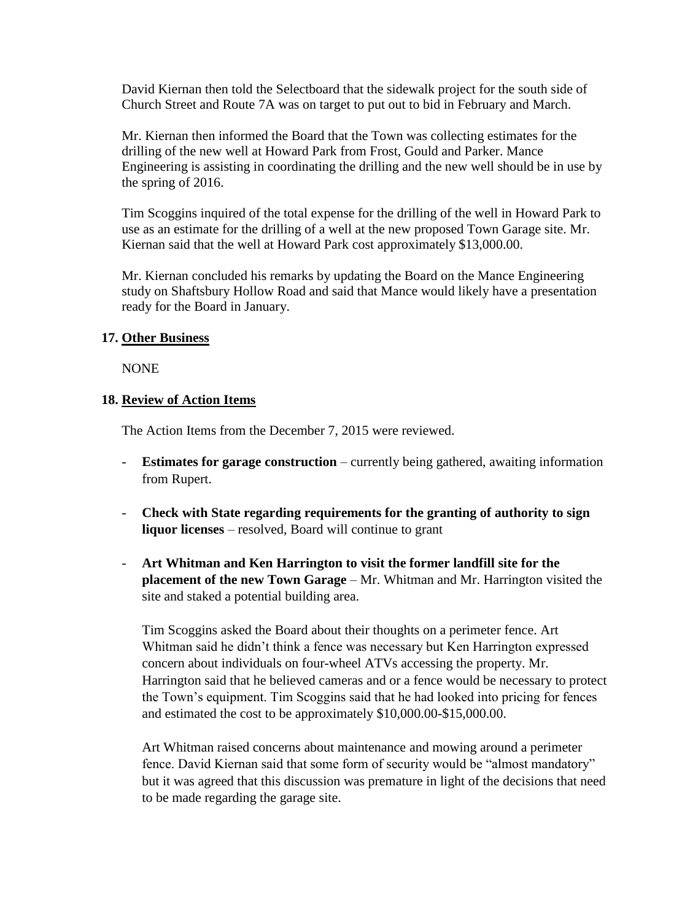David Kiernan then told the Selectboard that the sidewalk project for the south side of Church Street and Route 7A was on target to put out to bid in February and March.

Mr. Kiernan then informed the Board that the Town was collecting estimates for the drilling of the new well at Howard Park from Frost, Gould and Parker. Mance Engineering is assisting in coordinating the drilling and the new well should be in use by the spring of 2016.

Tim Scoggins inquired of the total expense for the drilling of the well in Howard Park to use as an estimate for the drilling of a well at the new proposed Town Garage site. Mr. Kiernan said that the well at Howard Park cost approximately $13,000.00.

Mr. Kiernan concluded his remarks by updating the Board on the Mance Engineering study on Shaftsbury Hollow Road and said that Mance would likely have a presentation ready for the Board in January.

**17. Other Business**

NONE

**18. Review of Action Items**

The Action Items from the December 7, 2015 were reviewed.

- **Estimates for garage construction** – currently being gathered, awaiting information from Rupert.

- **Check with State regarding requirements for the granting of authority to sign liquor licenses** – resolved, Board will continue to grant

- **Art Whitman and Ken Harrington to visit the former landfill site for the placement of the new Town Garage** – Mr. Whitman and Mr. Harrington visited the site and staked a potential building area.

  Tim Scoggins asked the Board about their thoughts on a perimeter fence. Art Whitman said he didn't think a fence was necessary but Ken Harrington expressed concern about individuals on four-wheel ATVs accessing the property. Mr. Harrington said that he believed cameras and or a fence would be necessary to protect the Town's equipment. Tim Scoggins said that he had looked into pricing for fences and estimated the cost to be approximately $10,000.00-$15,000.00.

  Art Whitman raised concerns about maintenance and mowing around a perimeter fence. David Kiernan said that some form of security would be "almost mandatory" but it was agreed that this discussion was premature in light of the decisions that need to be made regarding the garage site.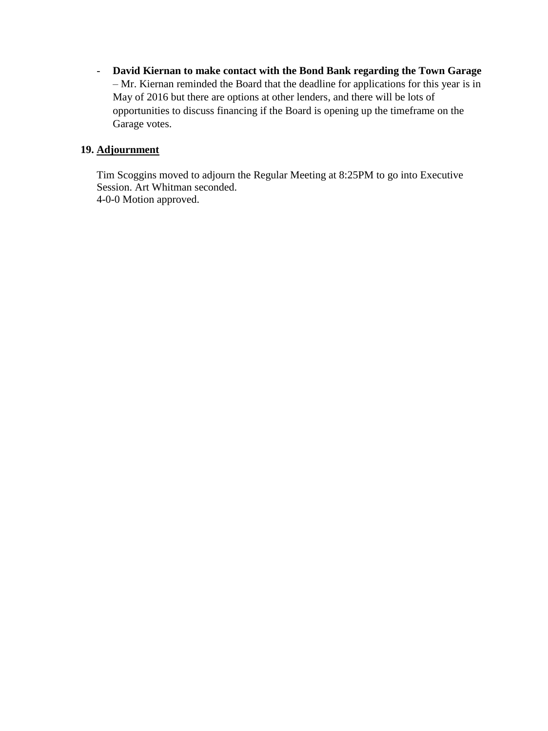- **David Kiernan to make contact with the Bond Bank regarding the Town Garage** – Mr. Kiernan reminded the Board that the deadline for applications for this year is in May of 2016 but there are options at other lenders, and there will be lots of opportunities to discuss financing if the Board is opening up the timeframe on the Garage votes.

**19. Adjournment**

Tim Scoggins moved to adjourn the Regular Meeting at 8:25PM to go into Executive Session. Art Whitman seconded.
4-0-0 Motion approved.